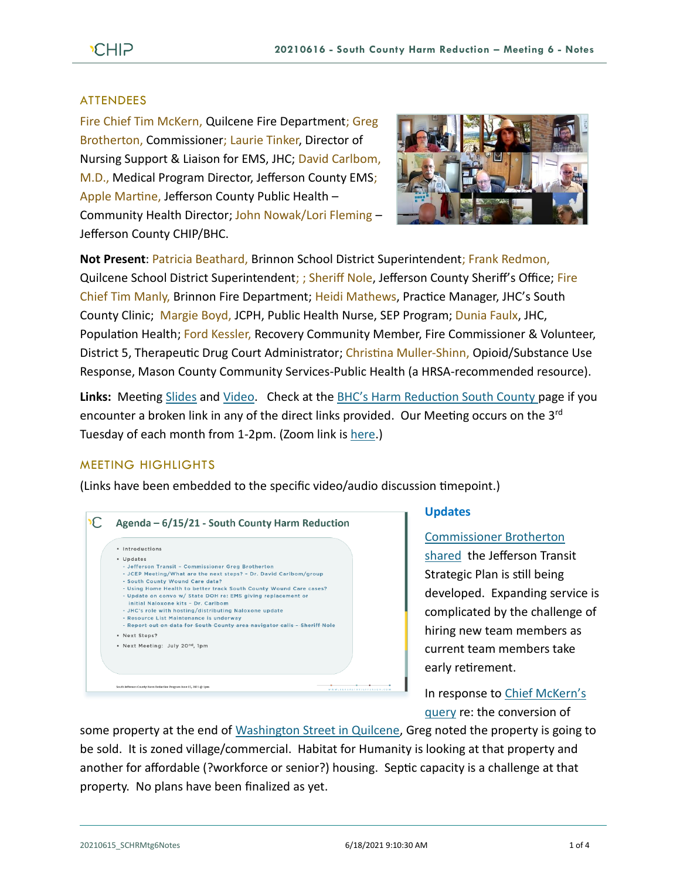## ATTENDEES

Fire Chief Tim McKern, Quilcene Fire Department; Greg Brotherton, Commissioner; Laurie Tinker, Director of Nursing Support & Liaison for EMS, JHC; David Carlbom, M.D., Medical Program Director, Jefferson County EMS; Apple Martine, Jefferson County Public Health – Community Health Director; John Nowak/Lori Fleming – Jefferson County CHIP/BHC.

**Not Present**: Patricia Beathard, Brinnon School District Superintendent; Frank Redmon, Quilcene School District Superintendent; ; Sheriff Nole, Jefferson County Sheriff's Office; Fire Chief Tim Manly, Brinnon Fire Department; Heidi Mathews, Practice Manager, JHC's South County Clinic; Margie Boyd, JCPH, Public Health Nurse, SEP Program; Dunia Faulx, JHC, Population Health; Ford Kessler, Recovery Community Member, Fire Commissioner & Volunteer, District 5, Therapeutic Drug Court Administrator; Christina Muller-Shinn, Opioid/Substance Use Response, Mason County Community Services-Public Health (a HRSA-recommended resource).

**Links:** Meeting Slides and Video. Check at the BHC's Harm Reduction South County page if you encounter a broken link in any of the direct links provided. Our Meeting occurs on the 3rd Tuesday of each month from 1-2pm. (Zoom link is here.)

## MEETING HIGHLIGHTS

(Links have been embedded to the specific video/audio discussion timepoint.)

**Agenda – 6/15/21 - South County Harm Reduction**

- Introductions
- Updates
  - Jefferson Transit - Commissioner Greg Brotherton
  - JCEP Meeting/What are the next steps? - Dr. David Carlbom/group
  - South County Wound Care data?
  - Using Home Health to better track South County Wound Care cases?
  - Update on convo w/ State DOH re: EMS giving replacement or initial Naloxone kits - Dr. Carlbom
  - JHC's role with hosting/distributing Naloxone update
  - Resource List Maintenance is underway
  - Report out on data for South County area navigator calls - Sheriff Nole
- Next Steps?
- Next Meeting: July 20th, 1pm

### Updates

Commissioner Brotherton shared the Jefferson Transit Strategic Plan is still being developed. Expanding service is complicated by the challenge of hiring new team members as current team members take early retirement.

In response to Chief McKern's query re: the conversion of some property at the end of Washington Street in Quilcene, Greg noted the property is going to be sold. It is zoned village/commercial. Habitat for Humanity is looking at that property and another for affordable (?workforce or senior?) housing. Septic capacity is a challenge at that property. No plans have been finalized as yet.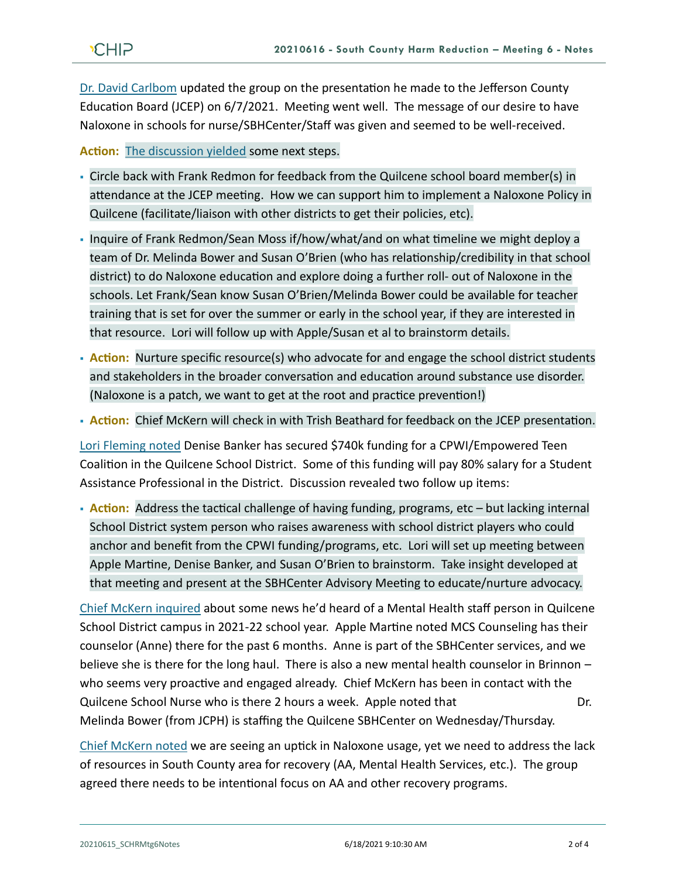Dr. David Carlbom updated the group on the presentation he made to the Jefferson County Education Board (JCEP) on 6/7/2021. Meeting went well. The message of our desire to have Naloxone in schools for nurse/SBHCenter/Staff was given and seemed to be well-received.

**Action:** The discussion yielded some next steps.

- Circle back with Frank Redmon for feedback from the Quilcene school board member(s) in attendance at the JCEP meeting. How we can support him to implement a Naloxone Policy in Quilcene (facilitate/liaison with other districts to get their policies, etc).
- Inquire of Frank Redmon/Sean Moss if/how/what/and on what timeline we might deploy a team of Dr. Melinda Bower and Susan O'Brien (who has relationship/credibility in that school district) to do Naloxone education and explore doing a further roll- out of Naloxone in the schools. Let Frank/Sean know Susan O'Brien/Melinda Bower could be available for teacher training that is set for over the summer or early in the school year, if they are interested in that resource. Lori will follow up with Apple/Susan et al to brainstorm details.
- **Action:** Nurture specific resource(s) who advocate for and engage the school district students and stakeholders in the broader conversation and education around substance use disorder. (Naloxone is a patch, we want to get at the root and practice prevention!)
- **Action:** Chief McKern will check in with Trish Beathard for feedback on the JCEP presentation.

Lori Fleming noted Denise Banker has secured $740k funding for a CPWI/Empowered Teen Coalition in the Quilcene School District. Some of this funding will pay 80% salary for a Student Assistance Professional in the District. Discussion revealed two follow up items:

- **Action:** Address the tactical challenge of having funding, programs, etc – but lacking internal School District system person who raises awareness with school district players who could anchor and benefit from the CPWI funding/programs, etc. Lori will set up meeting between Apple Martine, Denise Banker, and Susan O'Brien to brainstorm. Take insight developed at that meeting and present at the SBHCenter Advisory Meeting to educate/nurture advocacy.

Chief McKern inquired about some news he'd heard of a Mental Health staff person in Quilcene School District campus in 2021-22 school year. Apple Martine noted MCS Counseling has their counselor (Anne) there for the past 6 months. Anne is part of the SBHCenter services, and we believe she is there for the long haul. There is also a new mental health counselor in Brinnon – who seems very proactive and engaged already. Chief McKern has been in contact with the Quilcene School Nurse who is there 2 hours a week. Apple noted that Dr. Melinda Bower (from JCPH) is staffing the Quilcene SBHCenter on Wednesday/Thursday.

Chief McKern noted we are seeing an uptick in Naloxone usage, yet we need to address the lack of resources in South County area for recovery (AA, Mental Health Services, etc.). The group agreed there needs to be intentional focus on AA and other recovery programs.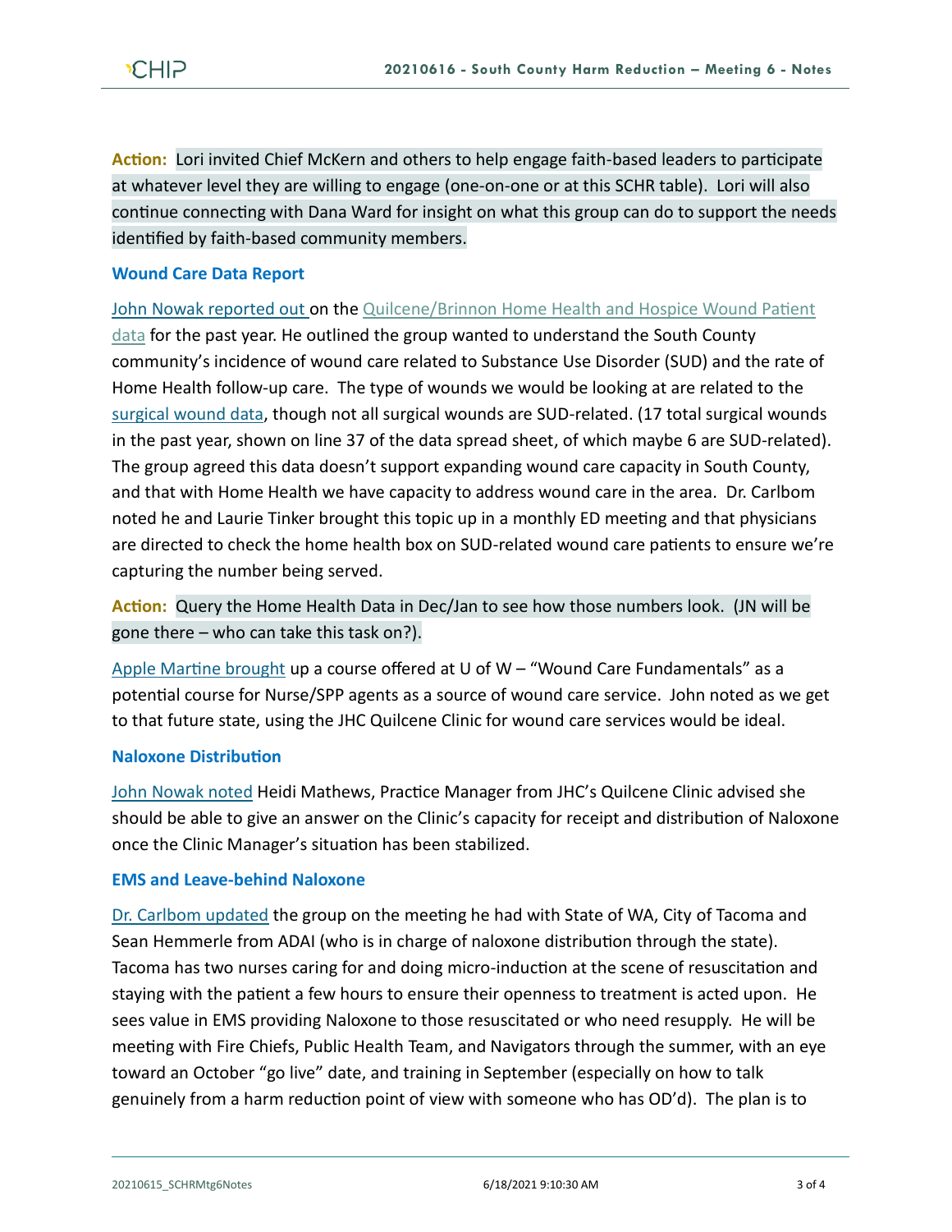**Action:** Lori invited Chief McKern and others to help engage faith-based leaders to participate at whatever level they are willing to engage (one-on-one or at this SCHR table). Lori will also continue connecting with Dana Ward for insight on what this group can do to support the needs identified by faith-based community members.

### Wound Care Data Report

John Nowak reported out on the Quilcene/Brinnon Home Health and Hospice Wound Patient data for the past year. He outlined the group wanted to understand the South County community's incidence of wound care related to Substance Use Disorder (SUD) and the rate of Home Health follow-up care. The type of wounds we would be looking at are related to the surgical wound data, though not all surgical wounds are SUD-related. (17 total surgical wounds in the past year, shown on line 37 of the data spread sheet, of which maybe 6 are SUD-related). The group agreed this data doesn't support expanding wound care capacity in South County, and that with Home Health we have capacity to address wound care in the area. Dr. Carlbom noted he and Laurie Tinker brought this topic up in a monthly ED meeting and that physicians are directed to check the home health box on SUD-related wound care patients to ensure we're capturing the number being served.

**Action:** Query the Home Health Data in Dec/Jan to see how those numbers look. (JN will be gone there – who can take this task on?).

Apple Martine brought up a course offered at U of W – "Wound Care Fundamentals" as a potential course for Nurse/SPP agents as a source of wound care service. John noted as we get to that future state, using the JHC Quilcene Clinic for wound care services would be ideal.

### Naloxone Distribution

John Nowak noted Heidi Mathews, Practice Manager from JHC's Quilcene Clinic advised she should be able to give an answer on the Clinic's capacity for receipt and distribution of Naloxone once the Clinic Manager's situation has been stabilized.

### EMS and Leave-behind Naloxone

Dr. Carlbom updated the group on the meeting he had with State of WA, City of Tacoma and Sean Hemmerle from ADAI (who is in charge of naloxone distribution through the state). Tacoma has two nurses caring for and doing micro-induction at the scene of resuscitation and staying with the patient a few hours to ensure their openness to treatment is acted upon. He sees value in EMS providing Naloxone to those resuscitated or who need resupply. He will be meeting with Fire Chiefs, Public Health Team, and Navigators through the summer, with an eye toward an October "go live" date, and training in September (especially on how to talk genuinely from a harm reduction point of view with someone who has OD'd). The plan is to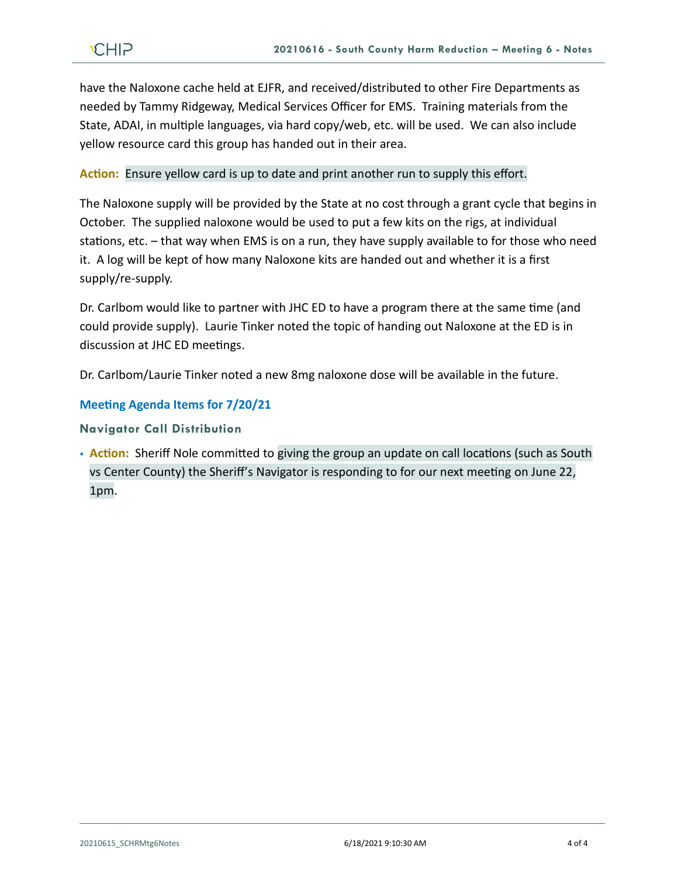have the Naloxone cache held at EJFR, and received/distributed to other Fire Departments as needed by Tammy Ridgeway, Medical Services Officer for EMS. Training materials from the State, ADAI, in multiple languages, via hard copy/web, etc. will be used. We can also include yellow resource card this group has handed out in their area.

**Action:** Ensure yellow card is up to date and print another run to supply this effort.

The Naloxone supply will be provided by the State at no cost through a grant cycle that begins in October. The supplied naloxone would be used to put a few kits on the rigs, at individual stations, etc. – that way when EMS is on a run, they have supply available to for those who need it. A log will be kept of how many Naloxone kits are handed out and whether it is a first supply/re-supply.

Dr. Carlbom would like to partner with JHC ED to have a program there at the same time (and could provide supply). Laurie Tinker noted the topic of handing out Naloxone at the ED is in discussion at JHC ED meetings.

Dr. Carlbom/Laurie Tinker noted a new 8mg naloxone dose will be available in the future.

## Meeting Agenda Items for 7/20/21

### Navigator Call Distribution

- **Action:** Sheriff Nole committed to giving the group an update on call locations (such as South vs Center County) the Sheriff's Navigator is responding to for our next meeting on June 22, 1pm.